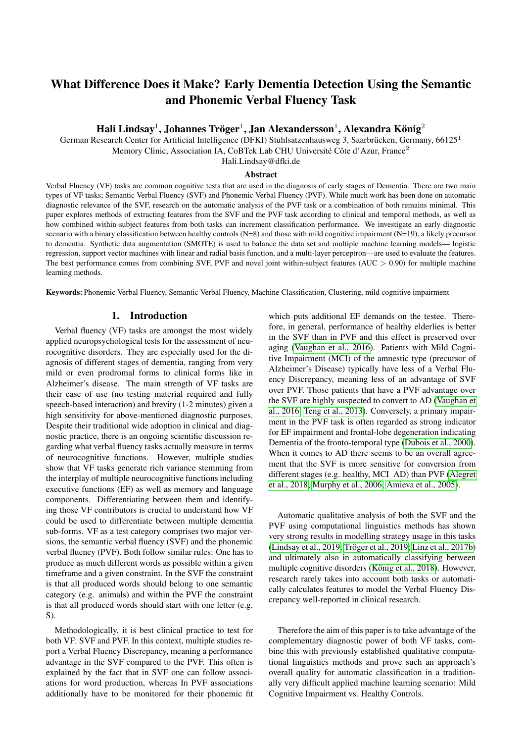# What Difference Does it Make? Early Dementia Detection Using the Semantic and Phonemic Verbal Fluency Task

**Hali Lindsay[1], Johannes Tröger[1], Jan Alexandersson[1], Alexandra König[2]**

German Research Center for Artificial Intelligence (DFKI) Stuhlsatzenhausweg 3, Saarbrücken, Germany, 66125[1]
Memory Clinic, Association IA, CoBTek Lab CHU Université Côte d'Azur, France[2]
Hali.Lindsay@dfki.de

### Abstract

Verbal Fluency (VF) tasks are common cognitive tests that are used in the diagnosis of early stages of Dementia. There are two main types of VF tasks; Semantic Verbal Fluency (SVF) and Phonemic Verbal Fluency (PVF). While much work has been done on automatic diagnostic relevance of the SVF, research on the automatic analysis of the PVF task or a combination of both remains minimal. This paper explores methods of extracting features from the SVF and the PVF task according to clinical and temporal methods, as well as how combined within-subject features from both tasks can increment classification performance. We investigate an early diagnostic scenario with a binary classification between healthy controls (N=8) and those with mild cognitive impairment (N=19), a likely precursor to dementia. Synthetic data augmentation (SMOTE) is used to balance the data set and multiple machine learning models— logistic regression, support vector machines with linear and radial basis function, and a multi-layer perceptron—are used to evaluate the features. The best performance comes from combining SVF, PVF and novel joint within-subject features (AUC $>$ 0.90) for multiple machine learning methods.

**Keywords:** Phonemic Verbal Fluency, Semantic Verbal Fluency, Machine Classification, Clustering, mild cognitive impairment

## 1. Introduction

Verbal fluency (VF) tasks are amongst the most widely applied neuropsychological tests for the assessment of neurocognitive disorders. They are especially used for the diagnosis of different stages of dementia, ranging from very mild or even prodromal forms to clinical forms like in Alzheimer's disease. The main strength of VF tasks are their ease of use (no testing material required and fully speech-based interaction) and brevity (1-2 minutes) given a high sensitivity for above-mentioned diagnostic purposes. Despite their traditional wide adoption in clinical and diagnostic practice, there is an ongoing scientific discussion regarding what verbal fluency tasks actually measure in terms of neurocognitive functions. However, multiple studies show that VF tasks generate rich variance stemming from the interplay of multiple neurocognitive functions including executive functions (EF) as well as memory and language components. Differentiating between them and identifying those VF contributors is crucial to understand how VF could be used to differentiate between multiple dementia sub-forms. VF as a test category comprises two major versions, the semantic verbal fluency (SVF) and the phonemic verbal fluency (PVF). Both follow similar rules: One has to produce as much different words as possible within a given timeframe and a given constraint. In the SVF the constraint is that all produced words should belong to one semantic category (e.g. animals) and within the PVF the constraint is that all produced words should start with one letter (e.g. S).

Methodologically, it is best clinical practice to test for both VF: SVF and PVF. In this context, multiple studies report a Verbal Fluency Discrepancy, meaning a performance advantage in the SVF compared to the PVF. This often is explained by the fact that in SVF one can follow associations for word production, whereas In PVF associations additionally have to be monitored for their phonemic fit which puts additional EF demands on the testee. Therefore, in general, performance of healthy elderlies is better in the SVF than in PVF and this effect is preserved over aging (Vaughan et al., 2016). Patients with Mild Cognitive Impairment (MCI) of the amnestic type (precursor of Alzheimer's Disease) typically have less of a Verbal Fluency Discrepancy, meaning less of an advantage of SVF over PVF. Those patients that have a PVF advantage over the SVF are highly suspected to convert to AD (Vaughan et al., 2016; Teng et al., 2013). Conversely, a primary impairment in the PVF task is often regarded as strong indicator for EF impairment and frontal-lobe degeneration indicating Dementia of the fronto-temporal type (Dubois et al., 2000). When it comes to AD there seems to be an overall agreement that the SVF is more sensitive for conversion from different stages (e.g. healthy, MCI AD) than PVF (Alegret et al., 2018; Murphy et al., 2006; Amieva et al., 2005).

Automatic qualitative analysis of both the SVF and the PVF using computational linguistics methods has shown very strong results in modelling strategy usage in this tasks (Lindsay et al., 2019; Tröger et al., 2019; Linz et al., 2017b) and ultimately also in automatically classifying between multiple cognitive disorders (König et al., 2018). However, research rarely takes into account both tasks or automatically calculates features to model the Verbal Fluency Discrepancy well-reported in clinical research.

Therefore the aim of this paper is to take advantage of the complementary diagnostic power of both VF tasks, combine this with previously established qualitative computational linguistics methods and prove such an approach's overall quality for automatic classification in a traditionally very difficult applied machine learning scenario: Mild Cognitive Impairment vs. Healthy Controls.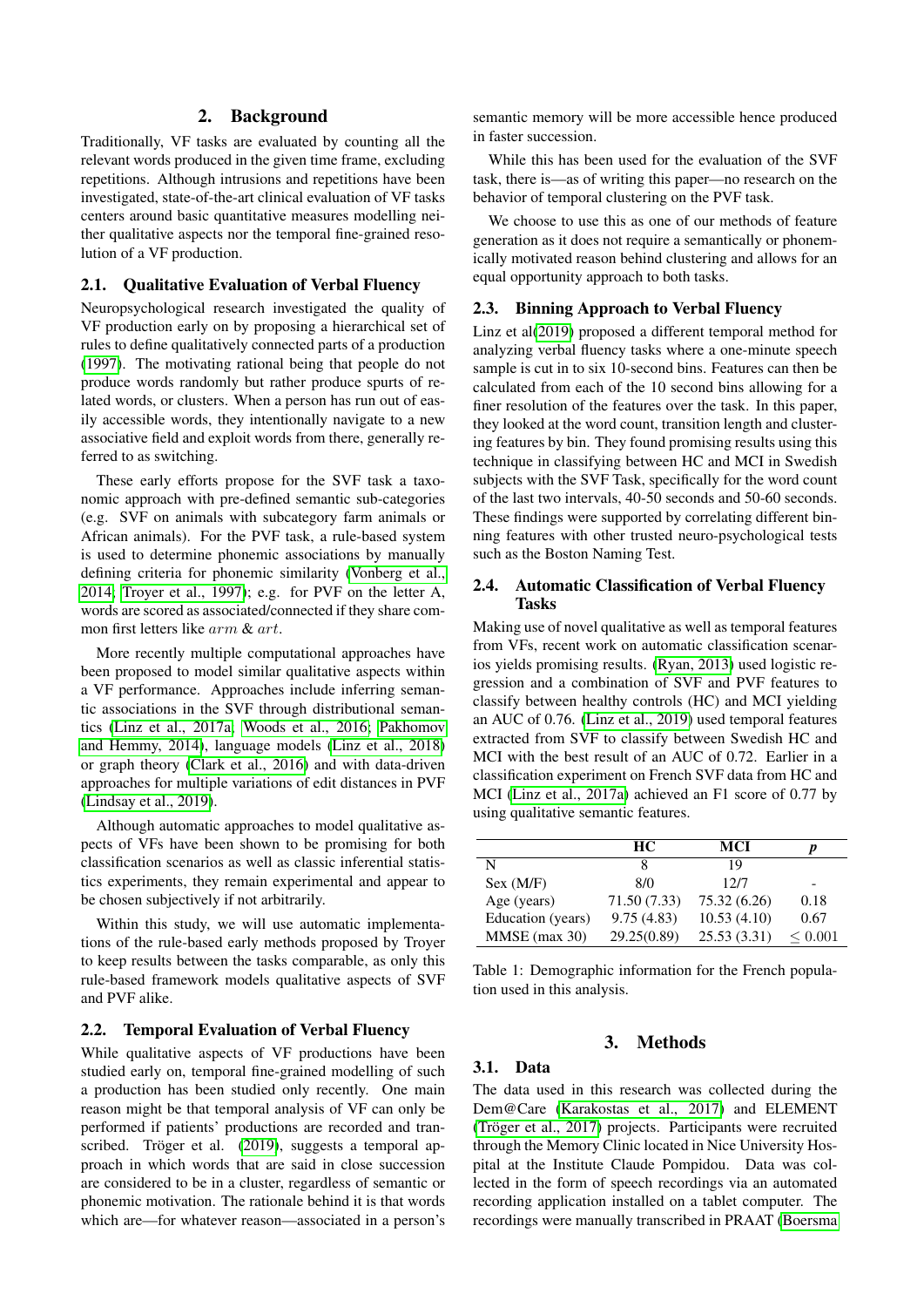## 2. Background

Traditionally, VF tasks are evaluated by counting all the relevant words produced in the given time frame, excluding repetitions. Although intrusions and repetitions have been investigated, state-of-the-art clinical evaluation of VF tasks centers around basic quantitative measures modelling neither qualitative aspects nor the temporal fine-grained resolution of a VF production.

### 2.1. Qualitative Evaluation of Verbal Fluency

Neuropsychological research investigated the quality of VF production early on by proposing a hierarchical set of rules to define qualitatively connected parts of a production (1997). The motivating rational being that people do not produce words randomly but rather produce spurts of related words, or clusters. When a person has run out of easily accessible words, they intentionally navigate to a new associative field and exploit words from there, generally referred to as switching.

These early efforts propose for the SVF task a taxonomic approach with pre-defined semantic sub-categories (e.g. SVF on animals with subcategory farm animals or African animals). For the PVF task, a rule-based system is used to determine phonemic associations by manually defining criteria for phonemic similarity (Vonberg et al., 2014; Troyer et al., 1997); e.g. for PVF on the letter A, words are scored as associated/connected if they share common first letters like *arm* & *art*.

More recently multiple computational approaches have been proposed to model similar qualitative aspects within a VF performance. Approaches include inferring semantic associations in the SVF through distributional semantics (Linz et al., 2017a; Woods et al., 2016; Pakhomov and Hemmy, 2014), language models (Linz et al., 2018) or graph theory (Clark et al., 2016) and with data-driven approaches for multiple variations of edit distances in PVF (Lindsay et al., 2019).

Although automatic approaches to model qualitative aspects of VFs have been shown to be promising for both classification scenarios as well as classic inferential statistics experiments, they remain experimental and appear to be chosen subjectively if not arbitrarily.

Within this study, we will use automatic implementations of the rule-based early methods proposed by Troyer to keep results between the tasks comparable, as only this rule-based framework models qualitative aspects of SVF and PVF alike.

### 2.2. Temporal Evaluation of Verbal Fluency

While qualitative aspects of VF productions have been studied early on, temporal fine-grained modelling of such a production has been studied only recently. One main reason might be that temporal analysis of VF can only be performed if patients' productions are recorded and transcribed. Tröger et al. (2019), suggests a temporal approach in which words that are said in close succession are considered to be in a cluster, regardless of semantic or phonemic motivation. The rationale behind it is that words which are—for whatever reason—associated in a person's semantic memory will be more accessible hence produced in faster succession.

While this has been used for the evaluation of the SVF task, there is—as of writing this paper—no research on the behavior of temporal clustering on the PVF task.

We choose to use this as one of our methods of feature generation as it does not require a semantically or phonemically motivated reason behind clustering and allows for an equal opportunity approach to both tasks.

### 2.3. Binning Approach to Verbal Fluency

Linz et al(2019) proposed a different temporal method for analyzing verbal fluency tasks where a one-minute speech sample is cut in to six 10-second bins. Features can then be calculated from each of the 10 second bins allowing for a finer resolution of the features over the task. In this paper, they looked at the word count, transition length and clustering features by bin. They found promising results using this technique in classifying between HC and MCI in Swedish subjects with the SVF Task, specifically for the word count of the last two intervals, 40-50 seconds and 50-60 seconds. These findings were supported by correlating different binning features with other trusted neuro-psychological tests such as the Boston Naming Test.

### 2.4. Automatic Classification of Verbal Fluency Tasks

Making use of novel qualitative as well as temporal features from VFs, recent work on automatic classification scenarios yields promising results. (Ryan, 2013) used logistic regression and a combination of SVF and PVF features to classify between healthy controls (HC) and MCI yielding an AUC of 0.76. (Linz et al., 2019) used temporal features extracted from SVF to classify between Swedish HC and MCI with the best result of an AUC of 0.72. Earlier in a classification experiment on French SVF data from HC and MCI (Linz et al., 2017a) achieved an F1 score of 0.77 by using qualitative semantic features.

| | HC | MCI | *p* |
|---|---|---|---|
| N | 8 | 19 | |
| Sex (M/F) | 8/0 | 12/7 | - |
| Age (years) | 71.50 (7.33) | 75.32 (6.26) | 0.18 |
| Education (years) | 9.75 (4.83) | 10.53 (4.10) | 0.67 |
| MMSE (max 30) | 29.25(0.89) | 25.53 (3.31) | $\leq 0.001$ |

Table 1: Demographic information for the French population used in this analysis.

## 3. Methods

### 3.1. Data

The data used in this research was collected during the Dem@Care (Karakostas et al., 2017) and ELEMENT (Tröger et al., 2017) projects. Participants were recruited through the Memory Clinic located in Nice University Hospital at the Institute Claude Pompidou. Data was collected in the form of speech recordings via an automated recording application installed on a tablet computer. The recordings were manually transcribed in PRAAT (Boersma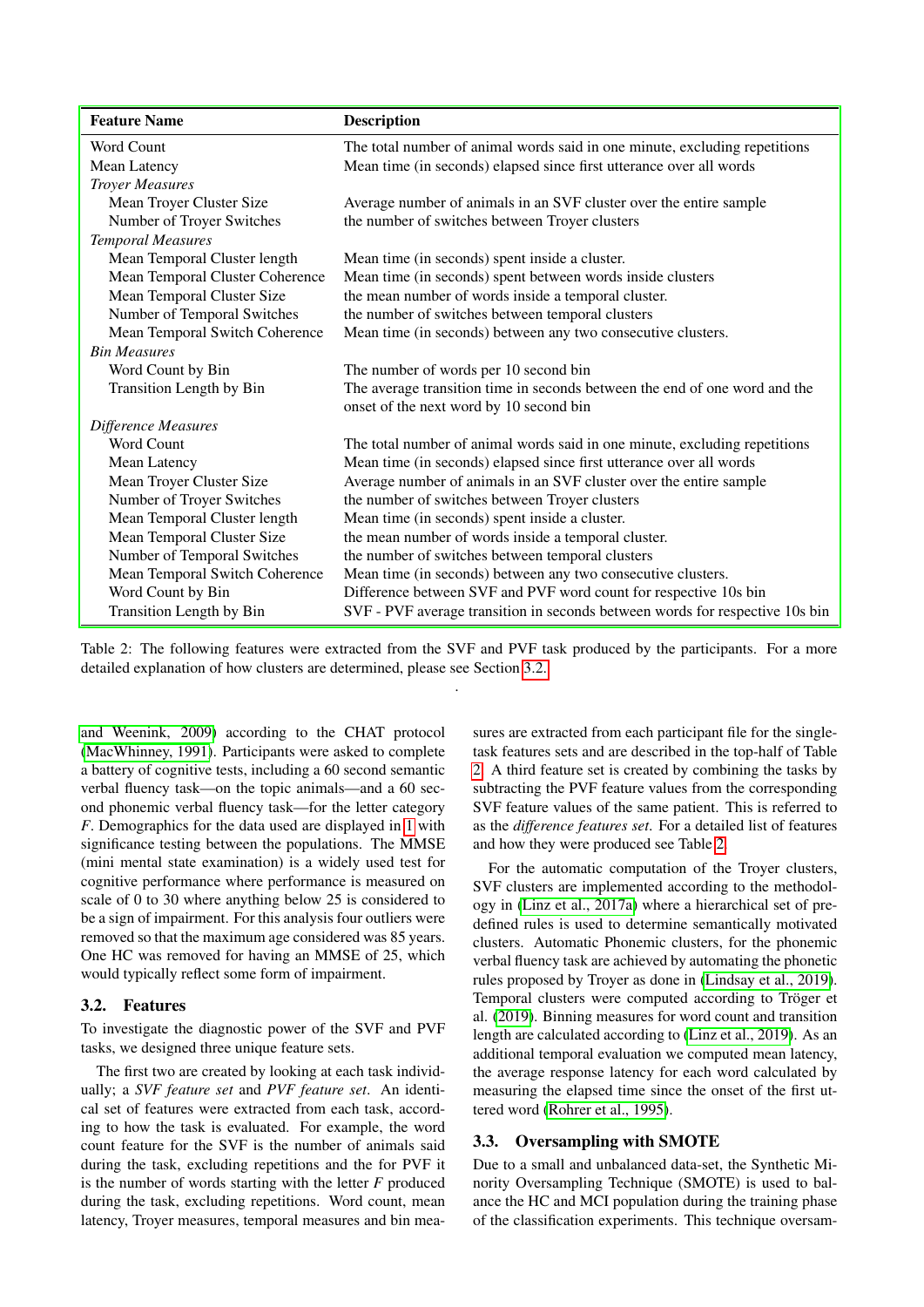| Feature Name | Description |
|---|---|
| Word Count | The total number of animal words said in one minute, excluding repetitions |
| Mean Latency | Mean time (in seconds) elapsed since first utterance over all words |
| *Troyer Measures* | |
| Mean Troyer Cluster Size | Average number of animals in an SVF cluster over the entire sample |
| Number of Troyer Switches | the number of switches between Troyer clusters |
| *Temporal Measures* | |
| Mean Temporal Cluster length | Mean time (in seconds) spent inside a cluster. |
| Mean Temporal Cluster Coherence | Mean time (in seconds) spent between words inside clusters |
| Mean Temporal Cluster Size | the mean number of words inside a temporal cluster. |
| Number of Temporal Switches | the number of switches between temporal clusters |
| Mean Temporal Switch Coherence | Mean time (in seconds) between any two consecutive clusters. |
| *Bin Measures* | |
| Word Count by Bin | The number of words per 10 second bin |
| Transition Length by Bin | The average transition time in seconds between the end of one word and the onset of the next word by 10 second bin |
| *Difference Measures* | |
| Word Count | The total number of animal words said in one minute, excluding repetitions |
| Mean Latency | Mean time (in seconds) elapsed since first utterance over all words |
| Mean Troyer Cluster Size | Average number of animals in an SVF cluster over the entire sample |
| Number of Troyer Switches | the number of switches between Troyer clusters |
| Mean Temporal Cluster length | Mean time (in seconds) spent inside a cluster. |
| Mean Temporal Cluster Size | the mean number of words inside a temporal cluster. |
| Number of Temporal Switches | the number of switches between temporal clusters |
| Mean Temporal Switch Coherence | Mean time (in seconds) between any two consecutive clusters. |
| Word Count by Bin | Difference between SVF and PVF word count for respective 10s bin |
| Transition Length by Bin | SVF - PVF average transition in seconds between words for respective 10s bin |

Table 2: The following features were extracted from the SVF and PVF task produced by the participants. For a more detailed explanation of how clusters are determined, please see Section 3.2.

and Weenink, 2009) according to the CHAT protocol (MacWhinney, 1991). Participants were asked to complete a battery of cognitive tests, including a 60 second semantic verbal fluency task—on the topic animals—and a 60 second phonemic verbal fluency task—for the letter category *F*. Demographics for the data used are displayed in 1 with significance testing between the populations. The MMSE (mini mental state examination) is a widely used test for cognitive performance where performance is measured on scale of 0 to 30 where anything below 25 is considered to be a sign of impairment. For this analysis four outliers were removed so that the maximum age considered was 85 years. One HC was removed for having an MMSE of 25, which would typically reflect some form of impairment.

### 3.2. Features

To investigate the diagnostic power of the SVF and PVF tasks, we designed three unique feature sets.

The first two are created by looking at each task individually; a *SVF feature set* and *PVF feature set*. An identical set of features were extracted from each task, according to how the task is evaluated. For example, the word count feature for the SVF is the number of animals said during the task, excluding repetitions and the for PVF it is the number of words starting with the letter *F* produced during the task, excluding repetitions. Word count, mean latency, Troyer measures, temporal measures and bin measures are extracted from each participant file for the single-task features sets and are described in the top-half of Table 2. A third feature set is created by combining the tasks by subtracting the PVF feature values from the corresponding SVF feature values of the same patient. This is referred to as the *difference features set*. For a detailed list of features and how they were produced see Table 2.

For the automatic computation of the Troyer clusters, SVF clusters are implemented according to the methodology in (Linz et al., 2017a) where a hierarchical set of predefined rules is used to determine semantically motivated clusters. Automatic Phonemic clusters, for the phonemic verbal fluency task are achieved by automating the phonetic rules proposed by Troyer as done in (Lindsay et al., 2019). Temporal clusters were computed according to Tröger et al. (2019). Binning measures for word count and transition length are calculated according to (Linz et al., 2019). As an additional temporal evaluation we computed mean latency, the average response latency for each word calculated by measuring the elapsed time since the onset of the first uttered word (Rohrer et al., 1995).

### 3.3. Oversampling with SMOTE

Due to a small and unbalanced data-set, the Synthetic Minority Oversampling Technique (SMOTE) is used to balance the HC and MCI population during the training phase of the classification experiments. This technique oversam-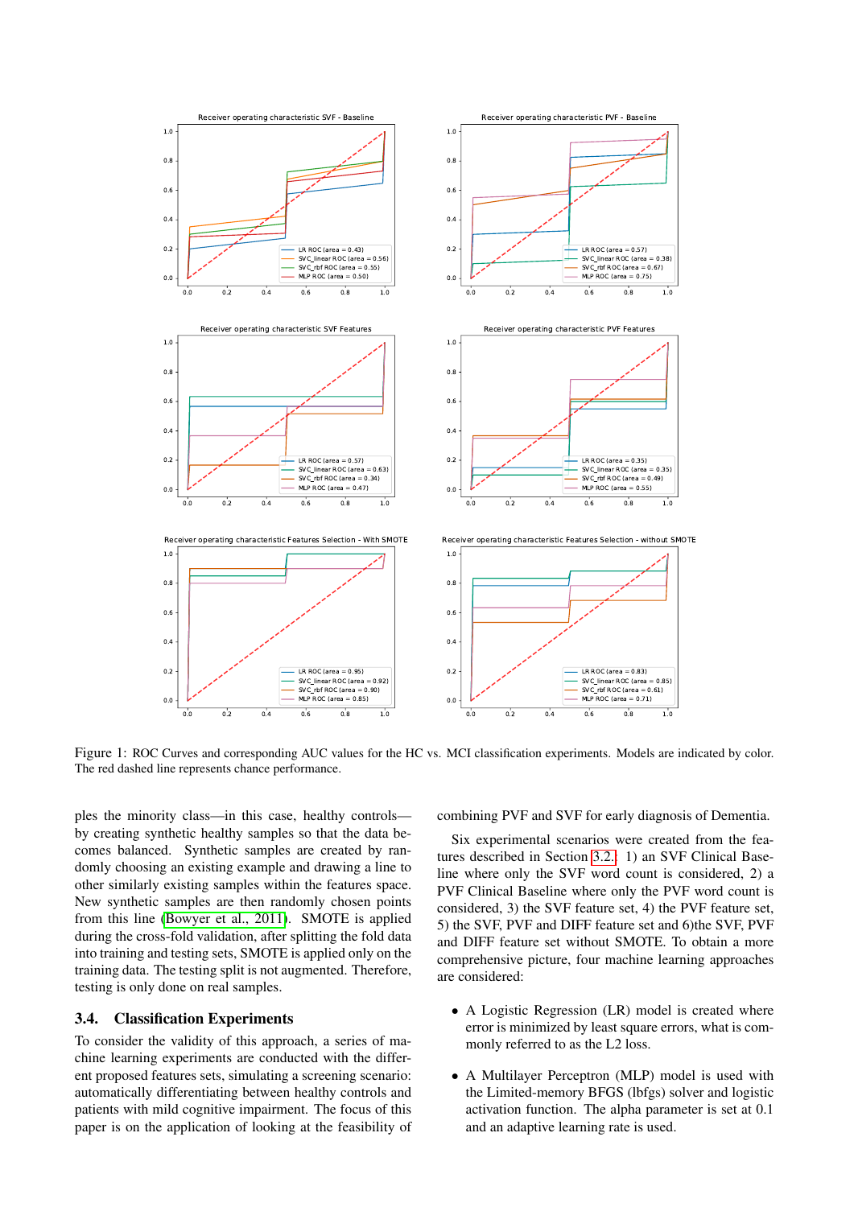Figure 1: ROC Curves and corresponding AUC values for the HC vs. MCI classification experiments. Models are indicated by color. The red dashed line represents chance performance.

ples the minority class—in this case, healthy controls—by creating synthetic healthy samples so that the data becomes balanced. Synthetic samples are created by randomly choosing an existing example and drawing a line to other similarly existing samples within the features space. New synthetic samples are then randomly chosen points from this line (Bowyer et al., 2011). SMOTE is applied during the cross-fold validation, after splitting the fold data into training and testing sets, SMOTE is applied only on the training data. The testing split is not augmented. Therefore, testing is only done on real samples.

### 3.4. Classification Experiments

To consider the validity of this approach, a series of machine learning experiments are conducted with the different proposed features sets, simulating a screening scenario: automatically differentiating between healthy controls and patients with mild cognitive impairment. The focus of this paper is on the application of looking at the feasibility of combining PVF and SVF for early diagnosis of Dementia.

Six experimental scenarios were created from the features described in Section 3.2. 1) an SVF Clinical Baseline where only the SVF word count is considered, 2) a PVF Clinical Baseline where only the PVF word count is considered, 3) the SVF feature set, 4) the PVF feature set, 5) the SVF, PVF and DIFF feature set and 6)the SVF, PVF and DIFF feature set without SMOTE. To obtain a more comprehensive picture, four machine learning approaches are considered:

- A Logistic Regression (LR) model is created where error is minimized by least square errors, what is commonly referred to as the L2 loss.
- A Multilayer Perceptron (MLP) model is used with the Limited-memory BFGS (lbfgs) solver and logistic activation function. The alpha parameter is set at 0.1 and an adaptive learning rate is used.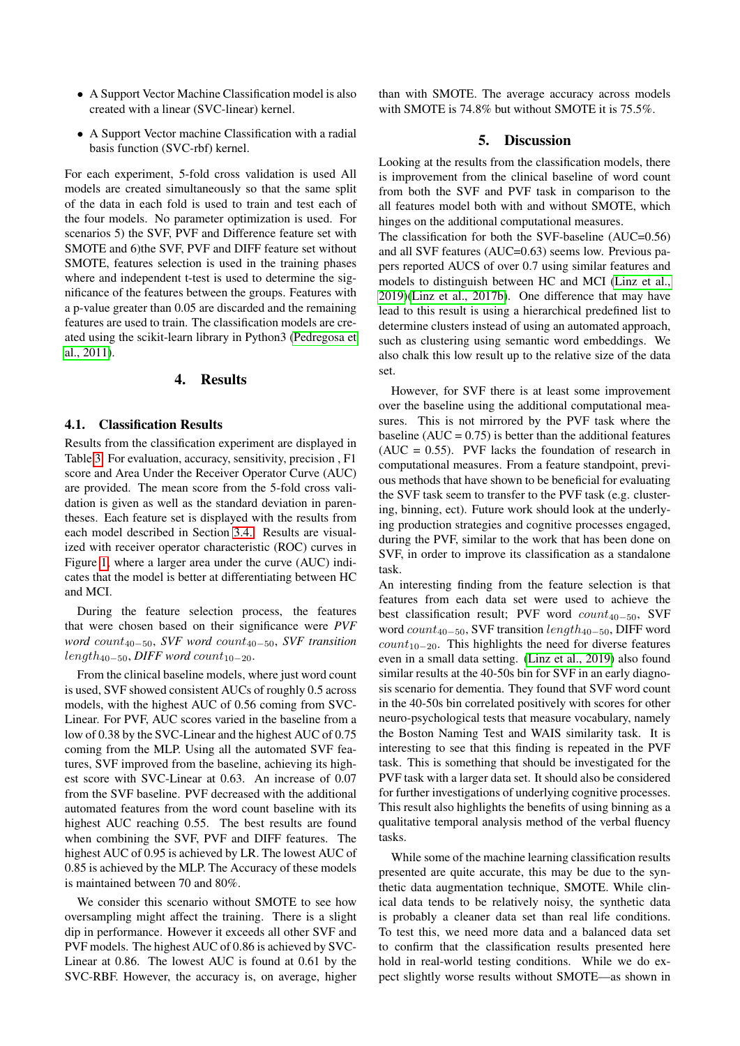- A Support Vector Machine Classification model is also created with a linear (SVC-linear) kernel.
- A Support Vector machine Classification with a radial basis function (SVC-rbf) kernel.

For each experiment, 5-fold cross validation is used All models are created simultaneously so that the same split of the data in each fold is used to train and test each of the four models. No parameter optimization is used. For scenarios 5) the SVF, PVF and Difference feature set with SMOTE and 6)the SVF, PVF and DIFF feature set without SMOTE, features selection is used in the training phases where and independent t-test is used to determine the significance of the features between the groups. Features with a p-value greater than 0.05 are discarded and the remaining features are used to train. The classification models are created using the scikit-learn library in Python3 (Pedregosa et al., 2011).

## 4. Results

### 4.1. Classification Results

Results from the classification experiment are displayed in Table 3. For evaluation, accuracy, sensitivity, precision , F1 score and Area Under the Receiver Operator Curve (AUC) are provided. The mean score from the 5-fold cross validation is given as well as the standard deviation in parentheses. Each feature set is displayed with the results from each model described in Section 3.4. Results are visualized with receiver operator characteristic (ROC) curves in Figure 1, where a larger area under the curve (AUC) indicates that the model is better at differentiating between HC and MCI.

During the feature selection process, the features that were chosen based on their significance were *PVF word* $count_{40-50}$, *SVF word* $count_{40-50}$, *SVF transition* $length_{40-50}$, *DIFF word* $count_{10-20}$.

From the clinical baseline models, where just word count is used, SVF showed consistent AUCs of roughly 0.5 across models, with the highest AUC of 0.56 coming from SVC-Linear. For PVF, AUC scores varied in the baseline from a low of 0.38 by the SVC-Linear and the highest AUC of 0.75 coming from the MLP. Using all the automated SVF features, SVF improved from the baseline, achieving its highest score with SVC-Linear at 0.63. An increase of 0.07 from the SVF baseline. PVF decreased with the additional automated features from the word count baseline with its highest AUC reaching 0.55. The best results are found when combining the SVF, PVF and DIFF features. The highest AUC of 0.95 is achieved by LR. The lowest AUC of 0.85 is achieved by the MLP. The Accuracy of these models is maintained between 70 and 80%.

We consider this scenario without SMOTE to see how oversampling might affect the training. There is a slight dip in performance. However it exceeds all other SVF and PVF models. The highest AUC of 0.86 is achieved by SVC-Linear at 0.86. The lowest AUC is found at 0.61 by the SVC-RBF. However, the accuracy is, on average, higher than with SMOTE. The average accuracy across models with SMOTE is 74.8% but without SMOTE it is 75.5%.

## 5. Discussion

Looking at the results from the classification models, there is improvement from the clinical baseline of word count from both the SVF and PVF task in comparison to the all features model both with and without SMOTE, which hinges on the additional computational measures.

The classification for both the SVF-baseline (AUC=0.56) and all SVF features (AUC=0.63) seems low. Previous papers reported AUCS of over 0.7 using similar features and models to distinguish between HC and MCI (Linz et al., 2019)(Linz et al., 2017b). One difference that may have lead to this result is using a hierarchical predefined list to determine clusters instead of using an automated approach, such as clustering using semantic word embeddings. We also chalk this low result up to the relative size of the data set.

However, for SVF there is at least some improvement over the baseline using the additional computational measures. This is not mirrored by the PVF task where the baseline (AUC = 0.75) is better than the additional features (AUC = 0.55). PVF lacks the foundation of research in computational measures. From a feature standpoint, previous methods that have shown to be beneficial for evaluating the SVF task seem to transfer to the PVF task (e.g. clustering, binning, ect). Future work should look at the underlying production strategies and cognitive processes engaged, during the PVF, similar to the work that has been done on SVF, in order to improve its classification as a standalone task.

An interesting finding from the feature selection is that features from each data set were used to achieve the best classification result; PVF word $count_{40-50}$, SVF word $count_{40-50}$, SVF transition $length_{40-50}$, DIFF word $count_{10-20}$. This highlights the need for diverse features even in a small data setting. (Linz et al., 2019) also found similar results at the 40-50s bin for SVF in an early diagnosis scenario for dementia. They found that SVF word count in the 40-50s bin correlated positively with scores for other neuro-psychological tests that measure vocabulary, namely the Boston Naming Test and WAIS similarity task. It is interesting to see that this finding is repeated in the PVF task. This is something that should be investigated for the PVF task with a larger data set. It should also be considered for further investigations of underlying cognitive processes. This result also highlights the benefits of using binning as a qualitative temporal analysis method of the verbal fluency tasks.

While some of the machine learning classification results presented are quite accurate, this may be due to the synthetic data augmentation technique, SMOTE. While clinical data tends to be relatively noisy, the synthetic data is probably a cleaner data set than real life conditions. To test this, we need more data and a balanced data set to confirm that the classification results presented here hold in real-world testing conditions. While we do expect slightly worse results without SMOTE—as shown in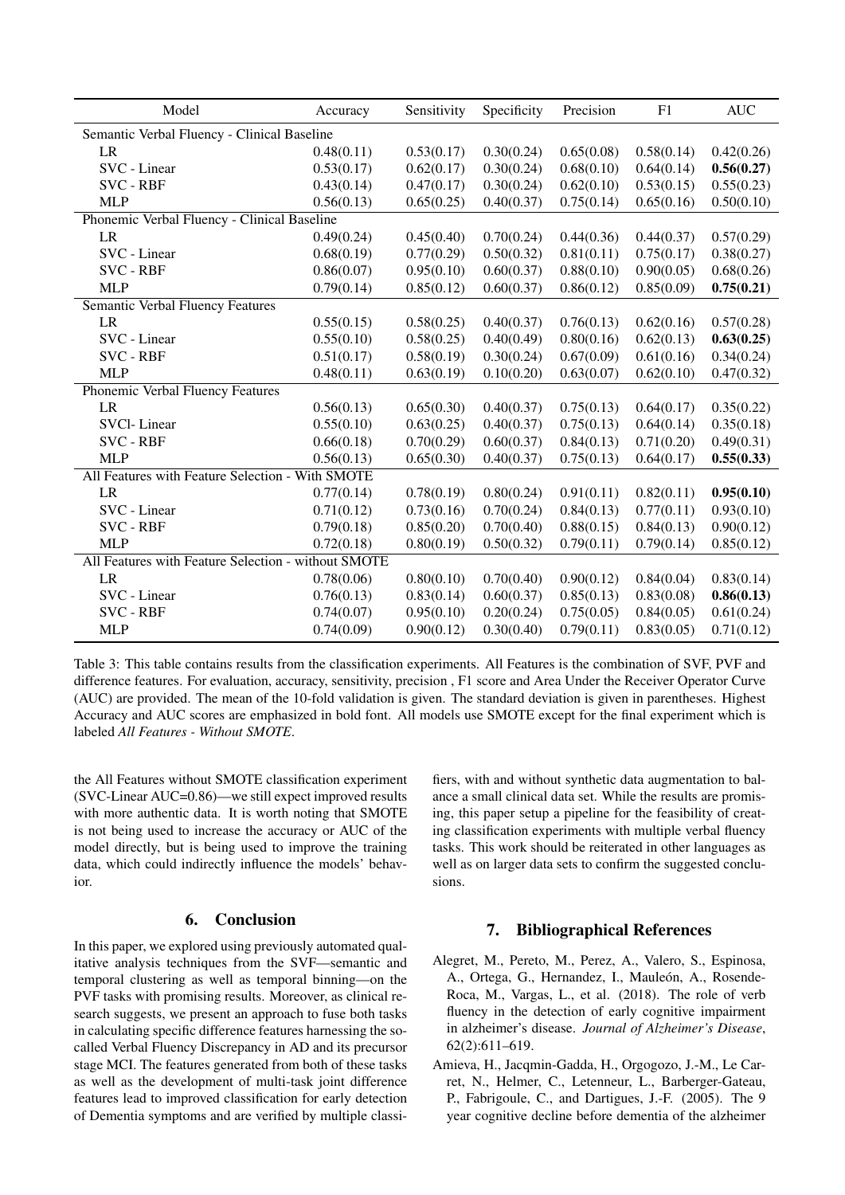| Model | Accuracy | Sensitivity | Specificity | Precision | F1 | AUC |
|---|---|---|---|---|---|---|
| Semantic Verbal Fluency - Clinical Baseline | | | | | | |
| LR | 0.48(0.11) | 0.53(0.17) | 0.30(0.24) | 0.65(0.08) | 0.58(0.14) | 0.42(0.26) |
| SVC - Linear | 0.53(0.17) | 0.62(0.17) | 0.30(0.24) | 0.68(0.10) | 0.64(0.14) | **0.56(0.27)** |
| SVC - RBF | 0.43(0.14) | 0.47(0.17) | 0.30(0.24) | 0.62(0.10) | 0.53(0.15) | 0.55(0.23) |
| MLP | 0.56(0.13) | 0.65(0.25) | 0.40(0.37) | 0.75(0.14) | 0.65(0.16) | 0.50(0.10) |
| Phonemic Verbal Fluency - Clinical Baseline | | | | | | |
| LR | 0.49(0.24) | 0.45(0.40) | 0.70(0.24) | 0.44(0.36) | 0.44(0.37) | 0.57(0.29) |
| SVC - Linear | 0.68(0.19) | 0.77(0.29) | 0.50(0.32) | 0.81(0.11) | 0.75(0.17) | 0.38(0.27) |
| SVC - RBF | 0.86(0.07) | 0.95(0.10) | 0.60(0.37) | 0.88(0.10) | 0.90(0.05) | 0.68(0.26) |
| MLP | 0.79(0.14) | 0.85(0.12) | 0.60(0.37) | 0.86(0.12) | 0.85(0.09) | **0.75(0.21)** |
| Semantic Verbal Fluency Features | | | | | | |
| LR | 0.55(0.15) | 0.58(0.25) | 0.40(0.37) | 0.76(0.13) | 0.62(0.16) | 0.57(0.28) |
| SVC - Linear | 0.55(0.10) | 0.58(0.25) | 0.40(0.49) | 0.80(0.16) | 0.62(0.13) | **0.63(0.25)** |
| SVC - RBF | 0.51(0.17) | 0.58(0.19) | 0.30(0.24) | 0.67(0.09) | 0.61(0.16) | 0.34(0.24) |
| MLP | 0.48(0.11) | 0.63(0.19) | 0.10(0.20) | 0.63(0.07) | 0.62(0.10) | 0.47(0.32) |
| Phonemic Verbal Fluency Features | | | | | | |
| LR | 0.56(0.13) | 0.65(0.30) | 0.40(0.37) | 0.75(0.13) | 0.64(0.17) | 0.35(0.22) |
| SVCl- Linear | 0.55(0.10) | 0.63(0.25) | 0.40(0.37) | 0.75(0.13) | 0.64(0.14) | 0.35(0.18) |
| SVC - RBF | 0.66(0.18) | 0.70(0.29) | 0.60(0.37) | 0.84(0.13) | 0.71(0.20) | 0.49(0.31) |
| MLP | 0.56(0.13) | 0.65(0.30) | 0.40(0.37) | 0.75(0.13) | 0.64(0.17) | **0.55(0.33)** |
| All Features with Feature Selection - With SMOTE | | | | | | |
| LR | 0.77(0.14) | 0.78(0.19) | 0.80(0.24) | 0.91(0.11) | 0.82(0.11) | **0.95(0.10)** |
| SVC - Linear | 0.71(0.12) | 0.73(0.16) | 0.70(0.24) | 0.84(0.13) | 0.77(0.11) | 0.93(0.10) |
| SVC - RBF | 0.79(0.18) | 0.85(0.20) | 0.70(0.40) | 0.88(0.15) | 0.84(0.13) | 0.90(0.12) |
| MLP | 0.72(0.18) | 0.80(0.19) | 0.50(0.32) | 0.79(0.11) | 0.79(0.14) | 0.85(0.12) |
| All Features with Feature Selection - without SMOTE | | | | | | |
| LR | 0.78(0.06) | 0.80(0.10) | 0.70(0.40) | 0.90(0.12) | 0.84(0.04) | 0.83(0.14) |
| SVC - Linear | 0.76(0.13) | 0.83(0.14) | 0.60(0.37) | 0.85(0.13) | 0.83(0.08) | **0.86(0.13)** |
| SVC - RBF | 0.74(0.07) | 0.95(0.10) | 0.20(0.24) | 0.75(0.05) | 0.84(0.05) | 0.61(0.24) |
| MLP | 0.74(0.09) | 0.90(0.12) | 0.30(0.40) | 0.79(0.11) | 0.83(0.05) | 0.71(0.12) |

Table 3: This table contains results from the classification experiments. All Features is the combination of SVF, PVF and difference features. For evaluation, accuracy, sensitivity, precision , F1 score and Area Under the Receiver Operator Curve (AUC) are provided. The mean of the 10-fold validation is given. The standard deviation is given in parentheses. Highest Accuracy and AUC scores are emphasized in bold font. All models use SMOTE except for the final experiment which is labeled *All Features - Without SMOTE*.

the All Features without SMOTE classification experiment (SVC-Linear AUC=0.86)—we still expect improved results with more authentic data. It is worth noting that SMOTE is not being used to increase the accuracy or AUC of the model directly, but is being used to improve the training data, which could indirectly influence the models' behavior.

## 6. Conclusion

In this paper, we explored using previously automated qualitative analysis techniques from the SVF—semantic and temporal clustering as well as temporal binning—on the PVF tasks with promising results. Moreover, as clinical research suggests, we present an approach to fuse both tasks in calculating specific difference features harnessing the so-called Verbal Fluency Discrepancy in AD and its precursor stage MCI. The features generated from both of these tasks as well as the development of multi-task joint difference features lead to improved classification for early detection of Dementia symptoms and are verified by multiple classifiers, with and without synthetic data augmentation to balance a small clinical data set. While the results are promising, this paper setup a pipeline for the feasibility of creating classification experiments with multiple verbal fluency tasks. This work should be reiterated in other languages as well as on larger data sets to confirm the suggested conclusions.

## 7. Bibliographical References

Alegret, M., Pereto, M., Perez, A., Valero, S., Espinosa, A., Ortega, G., Hernandez, I., Mauleón, A., Rosende-Roca, M., Vargas, L., et al. (2018). The role of verb fluency in the detection of early cognitive impairment in alzheimer's disease. *Journal of Alzheimer's Disease*, 62(2):611–619.

Amieva, H., Jacqmin-Gadda, H., Orgogozo, J.-M., Le Carret, N., Helmer, C., Letenneur, L., Barberger-Gateau, P., Fabrigoule, C., and Dartigues, J.-F. (2005). The 9 year cognitive decline before dementia of the alzheimer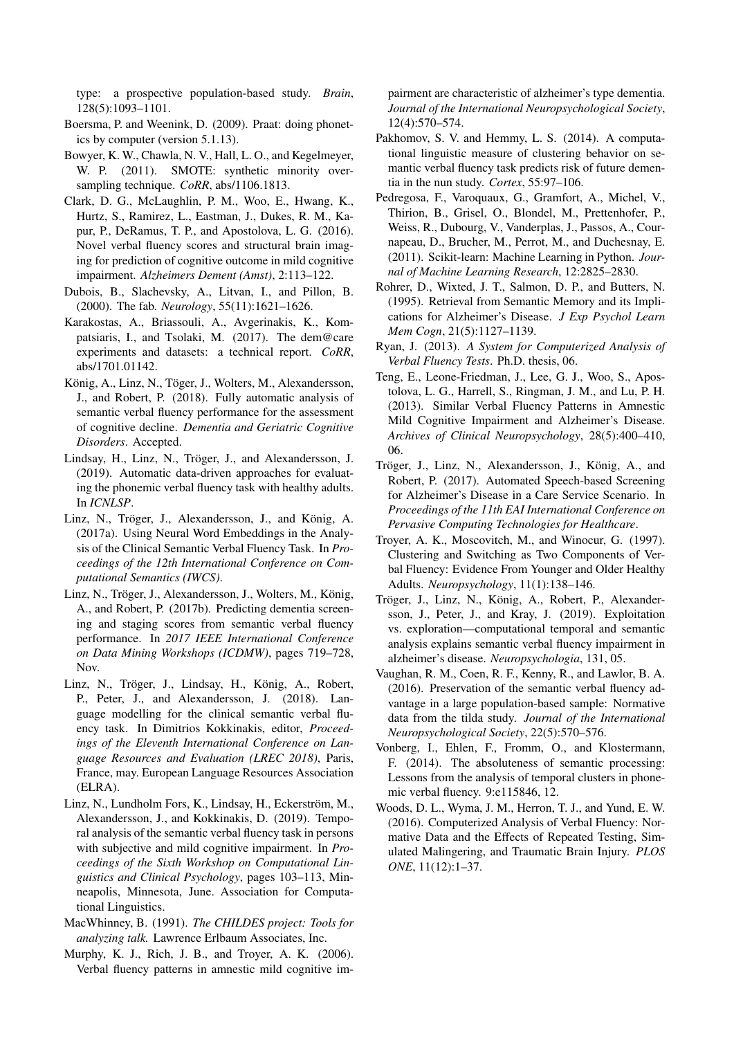type: a prospective population-based study. *Brain*, 128(5):1093–1101.

Boersma, P. and Weenink, D. (2009). Praat: doing phonetics by computer (version 5.1.13).

Bowyer, K. W., Chawla, N. V., Hall, L. O., and Kegelmeyer, W. P. (2011). SMOTE: synthetic minority oversampling technique. *CoRR*, abs/1106.1813.

Clark, D. G., McLaughlin, P. M., Woo, E., Hwang, K., Hurtz, S., Ramirez, L., Eastman, J., Dukes, R. M., Kapur, P., DeRamus, T. P., and Apostolova, L. G. (2016). Novel verbal fluency scores and structural brain imaging for prediction of cognitive outcome in mild cognitive impairment. *Alzheimers Dement (Amst)*, 2:113–122.

Dubois, B., Slachevsky, A., Litvan, I., and Pillon, B. (2000). The fab. *Neurology*, 55(11):1621–1626.

Karakostas, A., Briassouli, A., Avgerinakis, K., Kompatsiaris, I., and Tsolaki, M. (2017). The dem@care experiments and datasets: a technical report. *CoRR*, abs/1701.01142.

König, A., Linz, N., Töger, J., Wolters, M., Alexandersson, J., and Robert, P. (2018). Fully automatic analysis of semantic verbal fluency performance for the assessment of cognitive decline. *Dementia and Geriatric Cognitive Disorders*. Accepted.

Lindsay, H., Linz, N., Tröger, J., and Alexandersson, J. (2019). Automatic data-driven approaches for evaluating the phonemic verbal fluency task with healthy adults. In *ICNLSP*.

Linz, N., Tröger, J., Alexandersson, J., and König, A. (2017a). Using Neural Word Embeddings in the Analysis of the Clinical Semantic Verbal Fluency Task. In *Proceedings of the 12th International Conference on Computational Semantics (IWCS)*.

Linz, N., Tröger, J., Alexandersson, J., Wolters, M., König, A., and Robert, P. (2017b). Predicting dementia screening and staging scores from semantic verbal fluency performance. In *2017 IEEE International Conference on Data Mining Workshops (ICDMW)*, pages 719–728, Nov.

Linz, N., Tröger, J., Lindsay, H., König, A., Robert, P., Peter, J., and Alexandersson, J. (2018). Language modelling for the clinical semantic verbal fluency task. In Dimitrios Kokkinakis, editor, *Proceedings of the Eleventh International Conference on Language Resources and Evaluation (LREC 2018)*, Paris, France, may. European Language Resources Association (ELRA).

Linz, N., Lundholm Fors, K., Lindsay, H., Eckerström, M., Alexandersson, J., and Kokkinakis, D. (2019). Temporal analysis of the semantic verbal fluency task in persons with subjective and mild cognitive impairment. In *Proceedings of the Sixth Workshop on Computational Linguistics and Clinical Psychology*, pages 103–113, Minneapolis, Minnesota, June. Association for Computational Linguistics.

MacWhinney, B. (1991). *The CHILDES project: Tools for analyzing talk.* Lawrence Erlbaum Associates, Inc.

Murphy, K. J., Rich, J. B., and Troyer, A. K. (2006). Verbal fluency patterns in amnestic mild cognitive impairment are characteristic of alzheimer's type dementia. *Journal of the International Neuropsychological Society*, 12(4):570–574.

Pakhomov, S. V. and Hemmy, L. S. (2014). A computational linguistic measure of clustering behavior on semantic verbal fluency task predicts risk of future dementia in the nun study. *Cortex*, 55:97–106.

Pedregosa, F., Varoquaux, G., Gramfort, A., Michel, V., Thirion, B., Grisel, O., Blondel, M., Prettenhofer, P., Weiss, R., Dubourg, V., Vanderplas, J., Passos, A., Cournapeau, D., Brucher, M., Perrot, M., and Duchesnay, E. (2011). Scikit-learn: Machine Learning in Python. *Journal of Machine Learning Research*, 12:2825–2830.

Rohrer, D., Wixted, J. T., Salmon, D. P., and Butters, N. (1995). Retrieval from Semantic Memory and its Implications for Alzheimer's Disease. *J Exp Psychol Learn Mem Cogn*, 21(5):1127–1139.

Ryan, J. (2013). *A System for Computerized Analysis of Verbal Fluency Tests*. Ph.D. thesis, 06.

Teng, E., Leone-Friedman, J., Lee, G. J., Woo, S., Apostolova, L. G., Harrell, S., Ringman, J. M., and Lu, P. H. (2013). Similar Verbal Fluency Patterns in Amnestic Mild Cognitive Impairment and Alzheimer's Disease. *Archives of Clinical Neuropsychology*, 28(5):400–410, 06.

Tröger, J., Linz, N., Alexandersson, J., König, A., and Robert, P. (2017). Automated Speech-based Screening for Alzheimer's Disease in a Care Service Scenario. In *Proceedings of the 11th EAI International Conference on Pervasive Computing Technologies for Healthcare*.

Troyer, A. K., Moscovitch, M., and Winocur, G. (1997). Clustering and Switching as Two Components of Verbal Fluency: Evidence From Younger and Older Healthy Adults. *Neuropsychology*, 11(1):138–146.

Tröger, J., Linz, N., König, A., Robert, P., Alexandersson, J., Peter, J., and Kray, J. (2019). Exploitation vs. exploration—computational temporal and semantic analysis explains semantic verbal fluency impairment in alzheimer's disease. *Neuropsychologia*, 131, 05.

Vaughan, R. M., Coen, R. F., Kenny, R., and Lawlor, B. A. (2016). Preservation of the semantic verbal fluency advantage in a large population-based sample: Normative data from the tilda study. *Journal of the International Neuropsychological Society*, 22(5):570–576.

Vonberg, I., Ehlen, F., Fromm, O., and Klostermann, F. (2014). The absoluteness of semantic processing: Lessons from the analysis of temporal clusters in phonemic verbal fluency. 9:e115846, 12.

Woods, D. L., Wyma, J. M., Herron, T. J., and Yund, E. W. (2016). Computerized Analysis of Verbal Fluency: Normative Data and the Effects of Repeated Testing, Simulated Malingering, and Traumatic Brain Injury. *PLOS ONE*, 11(12):1–37.